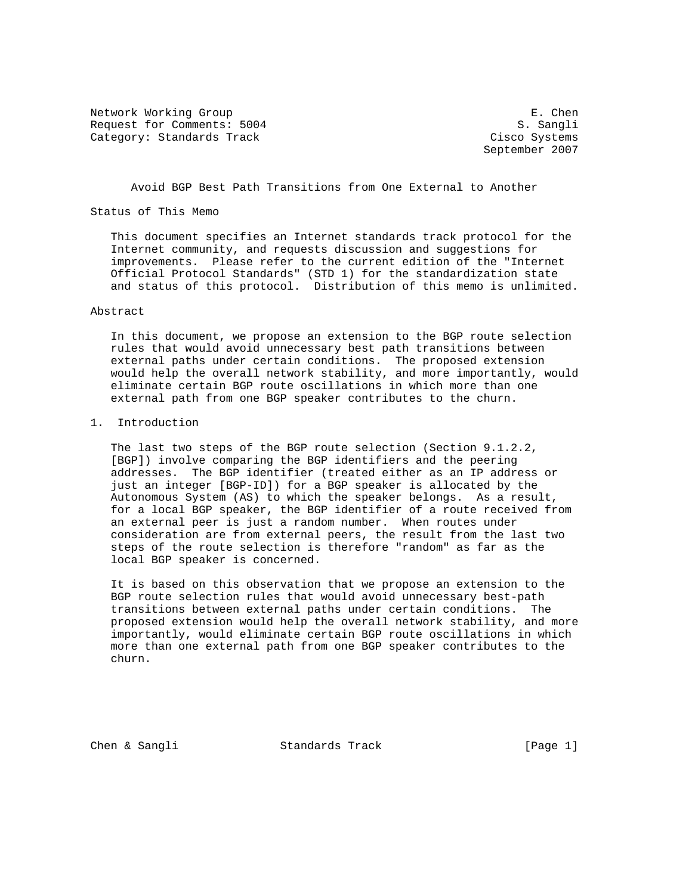Network Working Group E. Chen
Request for Comments: 5004 S. Sangli
Category: Standards Track Cisco Systems
September 2007

# Avoid BGP Best Path Transitions from One External to Another

## Status of This Memo

This document specifies an Internet standards track protocol for the Internet community, and requests discussion and suggestions for improvements. Please refer to the current edition of the "Internet Official Protocol Standards" (STD 1) for the standardization state and status of this protocol. Distribution of this memo is unlimited.

## Abstract

In this document, we propose an extension to the BGP route selection rules that would avoid unnecessary best path transitions between external paths under certain conditions. The proposed extension would help the overall network stability, and more importantly, would eliminate certain BGP route oscillations in which more than one external path from one BGP speaker contributes to the churn.

## 1. Introduction

The last two steps of the BGP route selection (Section 9.1.2.2, [BGP]) involve comparing the BGP identifiers and the peering addresses. The BGP identifier (treated either as an IP address or just an integer [BGP-ID]) for a BGP speaker is allocated by the Autonomous System (AS) to which the speaker belongs. As a result, for a local BGP speaker, the BGP identifier of a route received from an external peer is just a random number. When routes under consideration are from external peers, the result from the last two steps of the route selection is therefore "random" as far as the local BGP speaker is concerned.

It is based on this observation that we propose an extension to the BGP route selection rules that would avoid unnecessary best-path transitions between external paths under certain conditions. The proposed extension would help the overall network stability, and more importantly, would eliminate certain BGP route oscillations in which more than one external path from one BGP speaker contributes to the churn.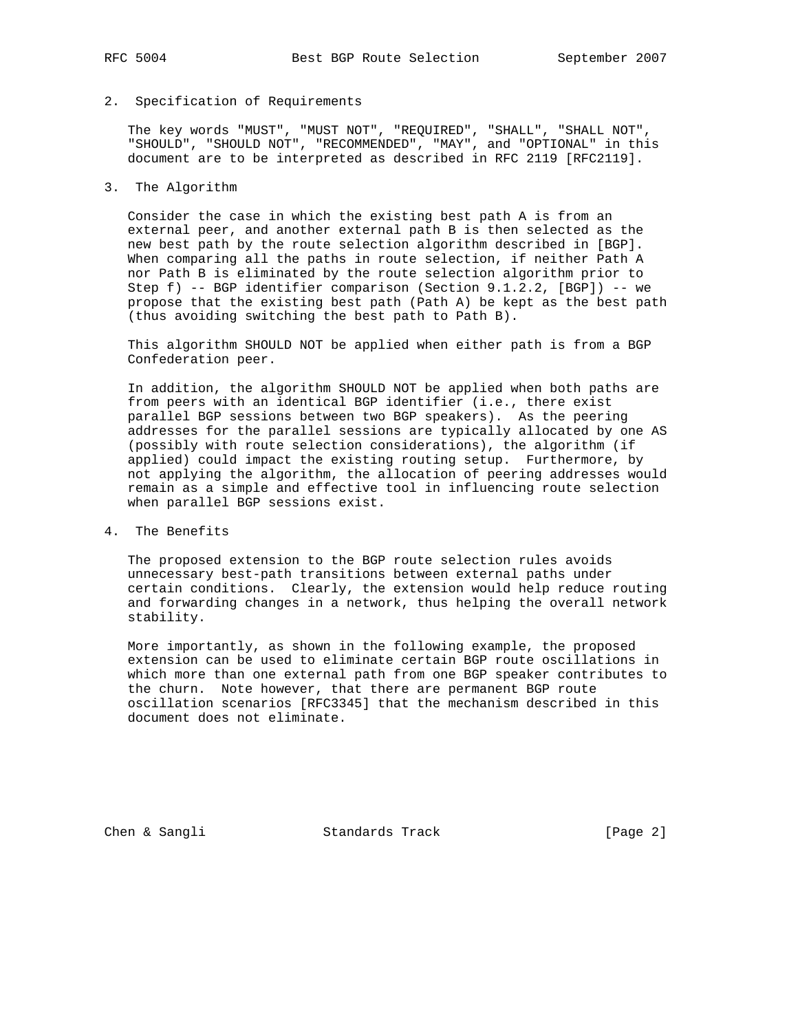## 2. Specification of Requirements

The key words "MUST", "MUST NOT", "REQUIRED", "SHALL", "SHALL NOT", "SHOULD", "SHOULD NOT", "RECOMMENDED", "MAY", and "OPTIONAL" in this document are to be interpreted as described in RFC 2119 [RFC2119].

## 3. The Algorithm

Consider the case in which the existing best path A is from an external peer, and another external path B is then selected as the new best path by the route selection algorithm described in [BGP]. When comparing all the paths in route selection, if neither Path A nor Path B is eliminated by the route selection algorithm prior to Step f) -- BGP identifier comparison (Section 9.1.2.2, [BGP]) -- we propose that the existing best path (Path A) be kept as the best path (thus avoiding switching the best path to Path B).

This algorithm SHOULD NOT be applied when either path is from a BGP Confederation peer.

In addition, the algorithm SHOULD NOT be applied when both paths are from peers with an identical BGP identifier (i.e., there exist parallel BGP sessions between two BGP speakers). As the peering addresses for the parallel sessions are typically allocated by one AS (possibly with route selection considerations), the algorithm (if applied) could impact the existing routing setup. Furthermore, by not applying the algorithm, the allocation of peering addresses would remain as a simple and effective tool in influencing route selection when parallel BGP sessions exist.

## 4. The Benefits

The proposed extension to the BGP route selection rules avoids unnecessary best-path transitions between external paths under certain conditions. Clearly, the extension would help reduce routing and forwarding changes in a network, thus helping the overall network stability.

More importantly, as shown in the following example, the proposed extension can be used to eliminate certain BGP route oscillations in which more than one external path from one BGP speaker contributes to the churn. Note however, that there are permanent BGP route oscillation scenarios [RFC3345] that the mechanism described in this document does not eliminate.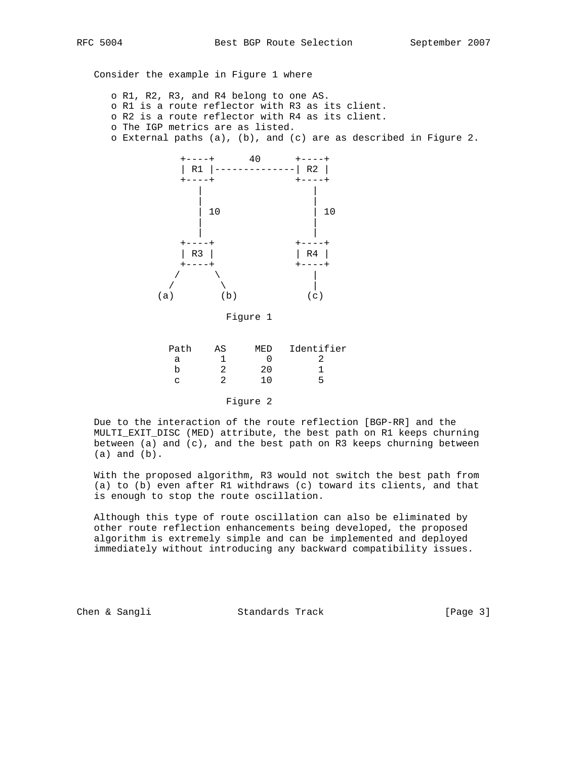Consider the example in Figure 1 where

- R1, R2, R3, and R4 belong to one AS.
- R1 is a route reflector with R3 as its client.
- R2 is a route reflector with R4 as its client.
- The IGP metrics are as listed.
- External paths (a), (b), and (c) are as described in Figure 2.

```
             +----+      40      +----+
             | R1 |--------------| R2 |
             +----+              +----+
                |                   |
                |                   |
                | 10                | 10
                |                   |
                |                   |
             +----+              +----+
             | R3 |              | R4 |
             +----+              +----+
            /      \                |
           /        \               |
         (a)        (b)            (c)
```

Figure 1

| Path | AS | MED | Identifier |
|---|---|---|---|
| a | 1 | 0 | 2 |
| b | 2 | 20 | 1 |
| c | 2 | 10 | 5 |

Figure 2

Due to the interaction of the route reflection [BGP-RR] and the MULTI_EXIT_DISC (MED) attribute, the best path on R1 keeps churning between (a) and (c), and the best path on R3 keeps churning between (a) and (b).

With the proposed algorithm, R3 would not switch the best path from (a) to (b) even after R1 withdraws (c) toward its clients, and that is enough to stop the route oscillation.

Although this type of route oscillation can also be eliminated by other route reflection enhancements being developed, the proposed algorithm is extremely simple and can be implemented and deployed immediately without introducing any backward compatibility issues.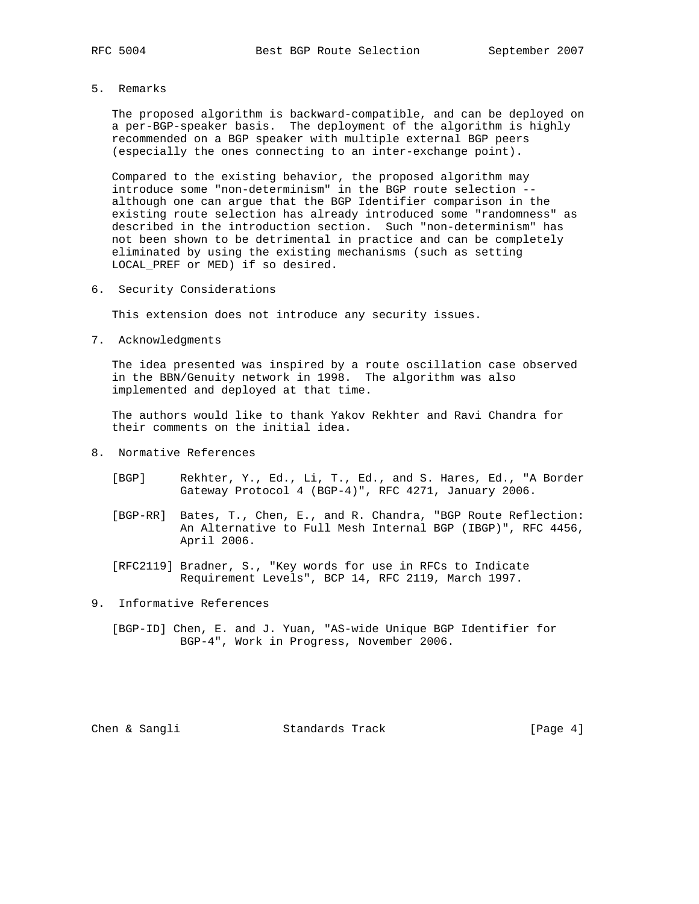## 5. Remarks

The proposed algorithm is backward-compatible, and can be deployed on a per-BGP-speaker basis. The deployment of the algorithm is highly recommended on a BGP speaker with multiple external BGP peers (especially the ones connecting to an inter-exchange point).

Compared to the existing behavior, the proposed algorithm may introduce some "non-determinism" in the BGP route selection -- although one can argue that the BGP Identifier comparison in the existing route selection has already introduced some "randomness" as described in the introduction section. Such "non-determinism" has not been shown to be detrimental in practice and can be completely eliminated by using the existing mechanisms (such as setting LOCAL_PREF or MED) if so desired.

## 6. Security Considerations

This extension does not introduce any security issues.

## 7. Acknowledgments

The idea presented was inspired by a route oscillation case observed in the BBN/Genuity network in 1998. The algorithm was also implemented and deployed at that time.

The authors would like to thank Yakov Rekhter and Ravi Chandra for their comments on the initial idea.

## 8. Normative References

[BGP] Rekhter, Y., Ed., Li, T., Ed., and S. Hares, Ed., "A Border Gateway Protocol 4 (BGP-4)", RFC 4271, January 2006.

[BGP-RR] Bates, T., Chen, E., and R. Chandra, "BGP Route Reflection: An Alternative to Full Mesh Internal BGP (IBGP)", RFC 4456, April 2006.

[RFC2119] Bradner, S., "Key words for use in RFCs to Indicate Requirement Levels", BCP 14, RFC 2119, March 1997.

## 9. Informative References

[BGP-ID] Chen, E. and J. Yuan, "AS-wide Unique BGP Identifier for BGP-4", Work in Progress, November 2006.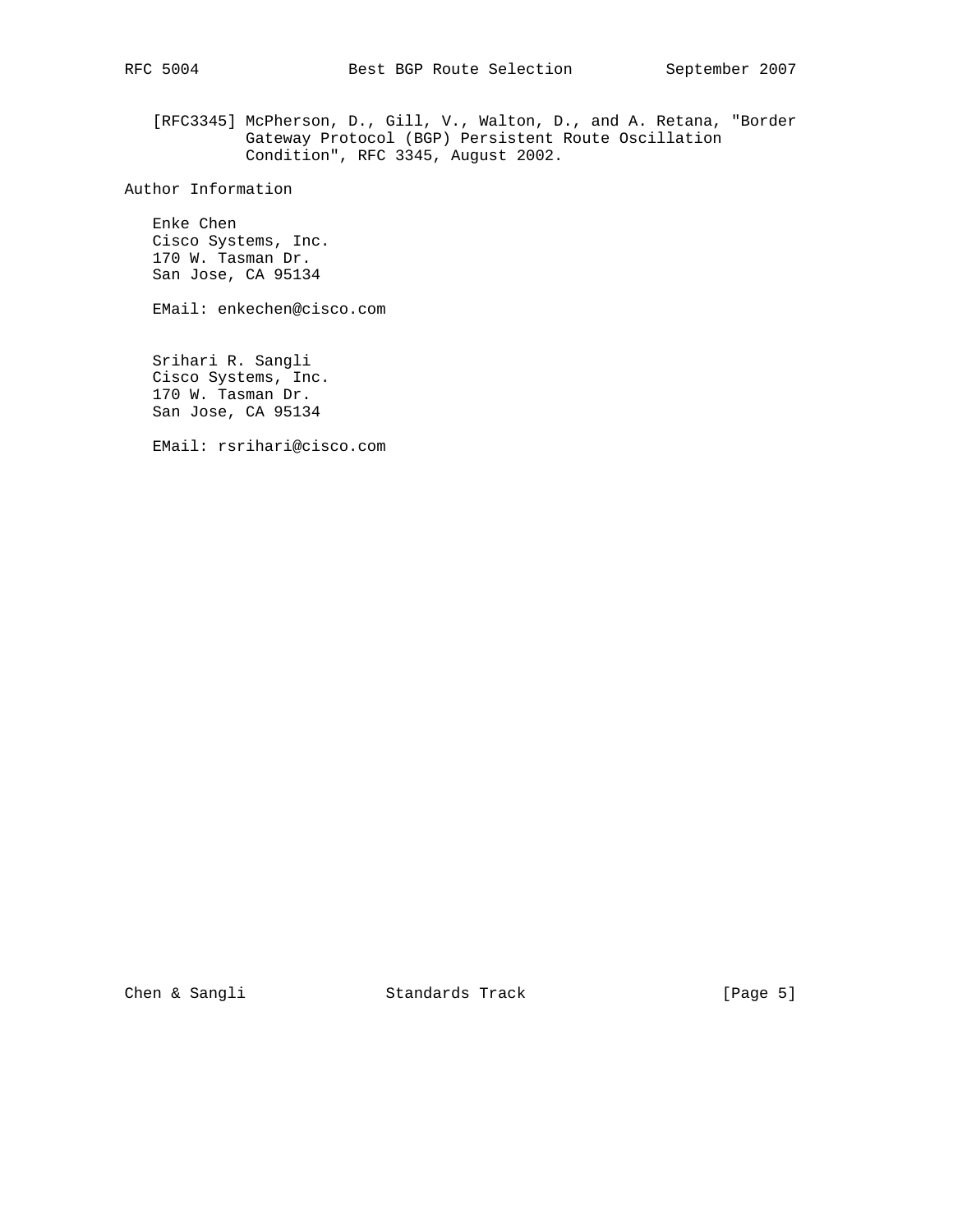[RFC3345] McPherson, D., Gill, V., Walton, D., and A. Retana, "Border Gateway Protocol (BGP) Persistent Route Oscillation Condition", RFC 3345, August 2002.

## Author Information

Enke Chen
Cisco Systems, Inc.
170 W. Tasman Dr.
San Jose, CA 95134

EMail: enkechen@cisco.com

Srihari R. Sangli
Cisco Systems, Inc.
170 W. Tasman Dr.
San Jose, CA 95134

EMail: rsrihari@cisco.com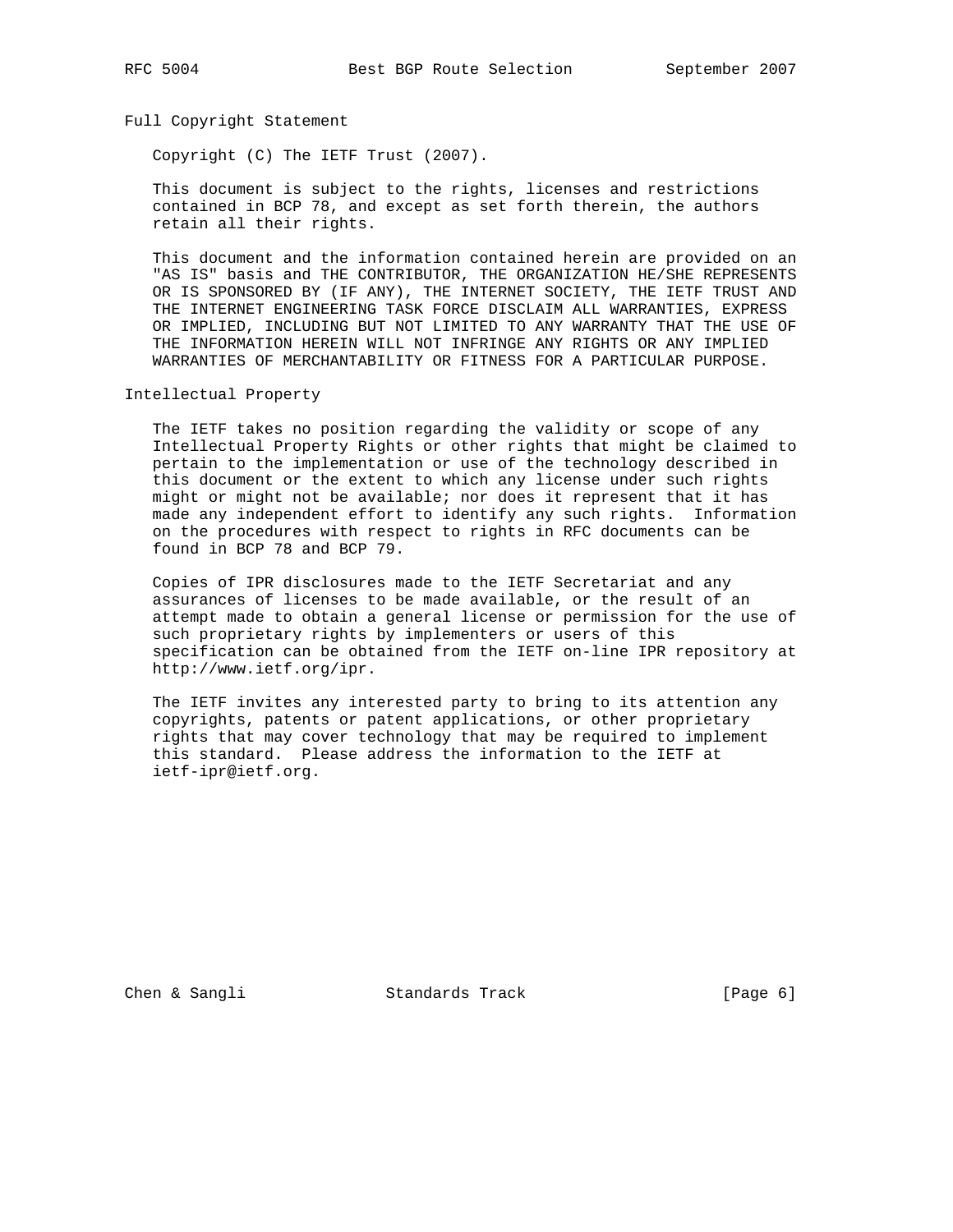## Full Copyright Statement

Copyright (C) The IETF Trust (2007).

This document is subject to the rights, licenses and restrictions contained in BCP 78, and except as set forth therein, the authors retain all their rights.

This document and the information contained herein are provided on an "AS IS" basis and THE CONTRIBUTOR, THE ORGANIZATION HE/SHE REPRESENTS OR IS SPONSORED BY (IF ANY), THE INTERNET SOCIETY, THE IETF TRUST AND THE INTERNET ENGINEERING TASK FORCE DISCLAIM ALL WARRANTIES, EXPRESS OR IMPLIED, INCLUDING BUT NOT LIMITED TO ANY WARRANTY THAT THE USE OF THE INFORMATION HEREIN WILL NOT INFRINGE ANY RIGHTS OR ANY IMPLIED WARRANTIES OF MERCHANTABILITY OR FITNESS FOR A PARTICULAR PURPOSE.

## Intellectual Property

The IETF takes no position regarding the validity or scope of any Intellectual Property Rights or other rights that might be claimed to pertain to the implementation or use of the technology described in this document or the extent to which any license under such rights might or might not be available; nor does it represent that it has made any independent effort to identify any such rights. Information on the procedures with respect to rights in RFC documents can be found in BCP 78 and BCP 79.

Copies of IPR disclosures made to the IETF Secretariat and any assurances of licenses to be made available, or the result of an attempt made to obtain a general license or permission for the use of such proprietary rights by implementers or users of this specification can be obtained from the IETF on-line IPR repository at http://www.ietf.org/ipr.

The IETF invites any interested party to bring to its attention any copyrights, patents or patent applications, or other proprietary rights that may cover technology that may be required to implement this standard. Please address the information to the IETF at ietf-ipr@ietf.org.